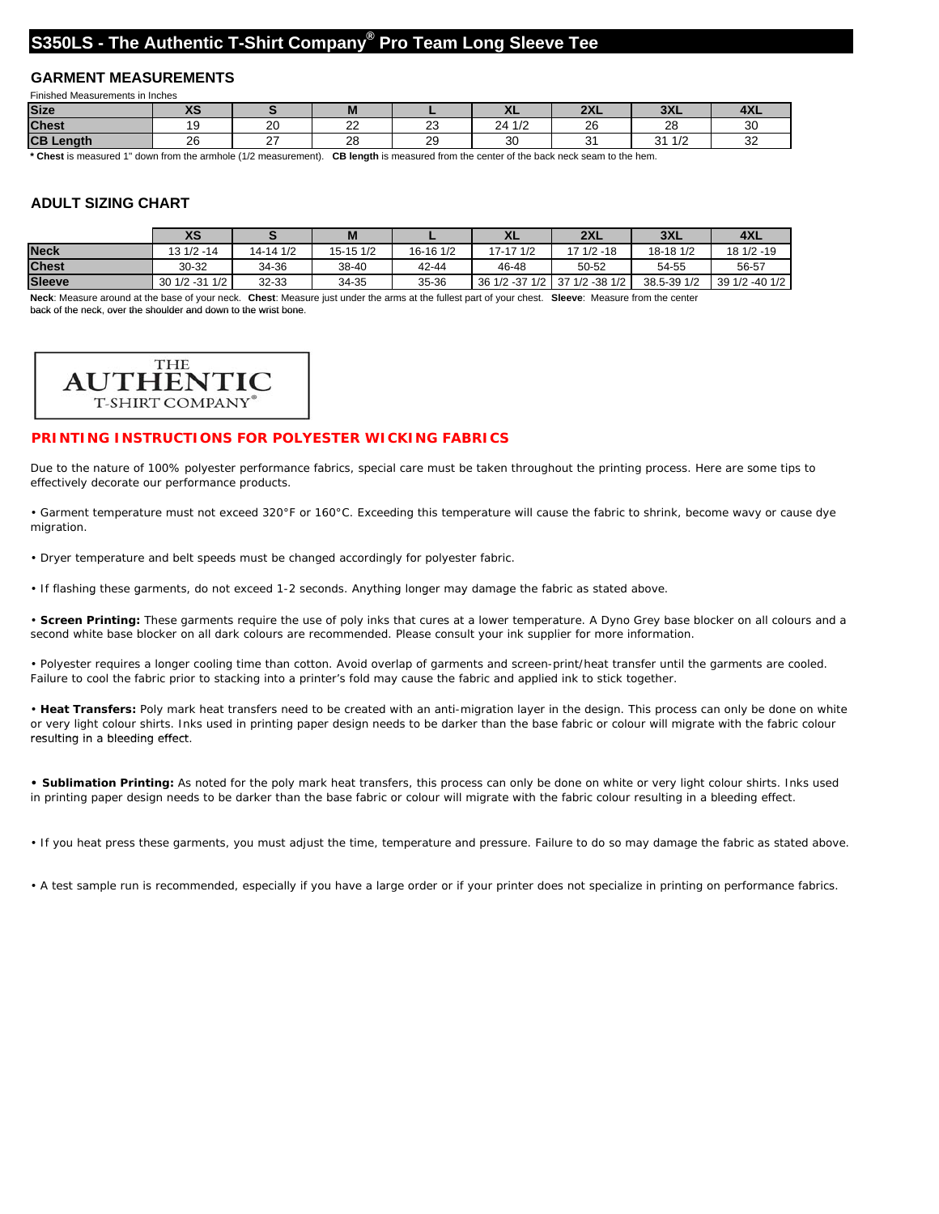# S350LS - The Authentic T-Shirt Company® Pro Team Long Sleeve Tee

## GARMENT MEASUREMENTS

Finished Measurements in Inches

| Size | XS | S | M | L | XL | 2XL | 3XL | 4XL |
|---|---|---|---|---|---|---|---|---|
| Chest | 19 | 20 | 22 | 23 | 24 1/2 | 26 | 28 | 30 |
| CB Length | 26 | 27 | 28 | 29 | 30 | 31 | 31 1/2 | 32 |

* **Chest** is measured 1" down from the armhole (1/2 measurement). **CB length** is measured from the center of the back neck seam to the hem.

## ADULT SIZING CHART

| | XS | S | M | L | XL | 2XL | 3XL | 4XL |
|---|---|---|---|---|---|---|---|---|
| Neck | 13 1/2 -14 | 14-14 1/2 | 15-15 1/2 | 16-16 1/2 | 17-17 1/2 | 17 1/2 -18 | 18-18 1/2 | 18 1/2 -19 |
| Chest | 30-32 | 34-36 | 38-40 | 42-44 | 46-48 | 50-52 | 54-55 | 56-57 |
| Sleeve | 30 1/2 -31 1/2 | 32-33 | 34-35 | 35-36 | 36 1/2 -37 1/2 | 37 1/2 -38 1/2 | 38.5-39 1/2 | 39 1/2 -40 1/2 |

**Neck**: Measure around at the base of your neck. **Chest**: Measure just under the arms at the fullest part of your chest. **Sleeve**: Measure from the center back of the neck, over the shoulder and down to the wrist bone.

THE AUTHENTIC T-SHIRT COMPANY®

## PRINTING INSTRUCTIONS FOR POLYESTER WICKING FABRICS

Due to the nature of 100% polyester performance fabrics, special care must be taken throughout the printing process. Here are some tips to effectively decorate our performance products.

• Garment temperature must not exceed 320°F or 160°C. Exceeding this temperature will cause the fabric to shrink, become wavy or cause dye migration.

• Dryer temperature and belt speeds must be changed accordingly for polyester fabric.

• If flashing these garments, do not exceed 1-2 seconds. Anything longer may damage the fabric as stated above.

• **Screen Printing:** These garments require the use of poly inks that cures at a lower temperature. A Dyno Grey base blocker on all colours and a second white base blocker on all dark colours are recommended. Please consult your ink supplier for more information.

• Polyester requires a longer cooling time than cotton. Avoid overlap of garments and screen-print/heat transfer until the garments are cooled. Failure to cool the fabric prior to stacking into a printer's fold may cause the fabric and applied ink to stick together.

• **Heat Transfers:** Poly mark heat transfers need to be created with an anti-migration layer in the design. This process can only be done on white or very light colour shirts. Inks used in printing paper design needs to be darker than the base fabric or colour will migrate with the fabric colour resulting in a bleeding effect.

• **Sublimation Printing:** As noted for the poly mark heat transfers, this process can only be done on white or very light colour shirts. Inks used in printing paper design needs to be darker than the base fabric or colour will migrate with the fabric colour resulting in a bleeding effect.

• If you heat press these garments, you must adjust the time, temperature and pressure. Failure to do so may damage the fabric as stated above.

• A test sample run is recommended, especially if you have a large order or if your printer does not specialize in printing on performance fabrics.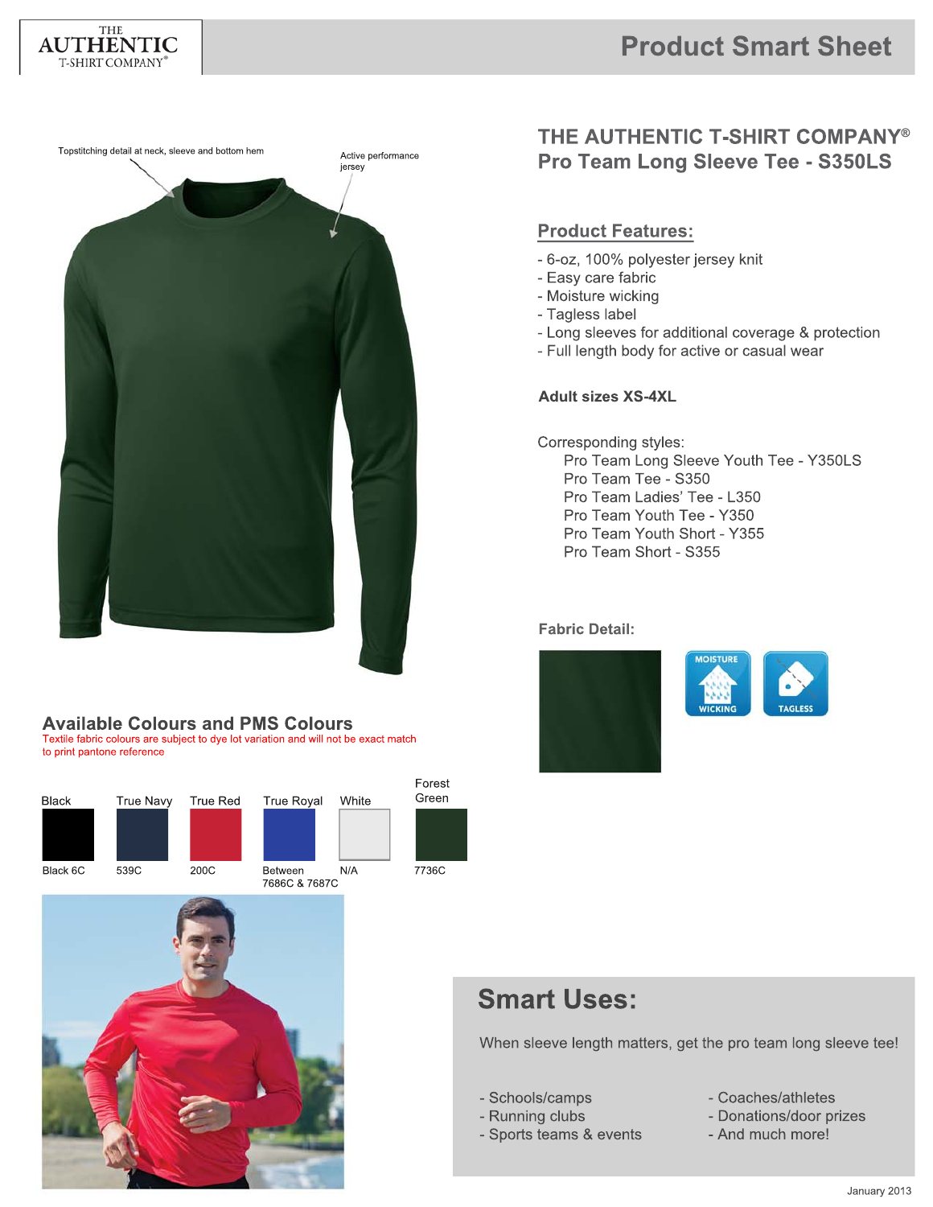THE AUTHENTIC T-SHIRT COMPANY®

# Product Smart Sheet

Topstitching detail at neck, sleeve and bottom hem

Active performance jersey

## THE AUTHENTIC T-SHIRT COMPANY®
## Pro Team Long Sleeve Tee - S350LS

### Product Features:

- 6-oz, 100% polyester jersey knit
- Easy care fabric
- Moisture wicking
- Tagless label
- Long sleeves for additional coverage & protection
- Full length body for active or casual wear

**Adult sizes XS-4XL**

Corresponding styles:

- Pro Team Long Sleeve Youth Tee - Y350LS
- Pro Team Tee - S350
- Pro Team Ladies' Tee - L350
- Pro Team Youth Tee - Y350
- Pro Team Youth Short - Y355
- Pro Team Short - S355

**Fabric Detail:**

MOISTURE WICKING

TAGLESS

### Available Colours and PMS Colours

Textile fabric colours are subject to dye lot variation and will not be exact match to print pantone reference

| Black | True Navy | True Red | True Royal | White | Forest Green |
|---|---|---|---|---|---|
| Black 6C | 539C | 200C | Between 7686C & 7687C | N/A | 7736C |

## Smart Uses:

When sleeve length matters, get the pro team long sleeve tee!

- Schools/camps
- Running clubs
- Sports teams & events
- Coaches/athletes
- Donations/door prizes
- And much more!

January 2013